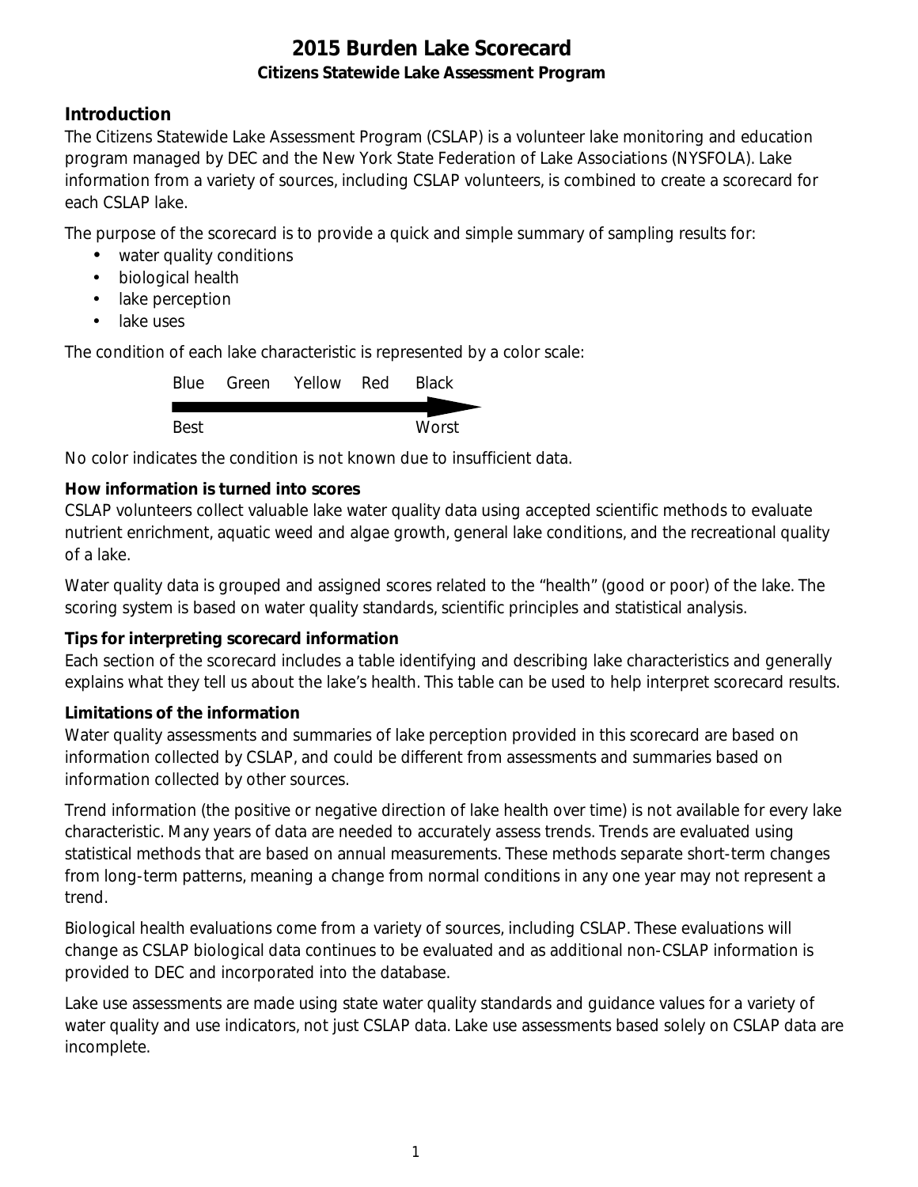# 2015 Burden Lake Scorecard

**Citizens Statewide Lake Assessment Program**

## Introduction

The Citizens Statewide Lake Assessment Program (CSLAP) is a volunteer lake monitoring and education program managed by DEC and the New York State Federation of Lake Associations (NYSFOLA). Lake information from a variety of sources, including CSLAP volunteers, is combined to create a scorecard for each CSLAP lake.

The purpose of the scorecard is to provide a quick and simple summary of sampling results for:

- water quality conditions
- biological health
- lake perception
- lake uses

The condition of each lake characteristic is represented by a color scale:

Blue Green Yellow Red Black

Best → Worst

No color indicates the condition is not known due to insufficient data.

**How information is turned into scores**

CSLAP volunteers collect valuable lake water quality data using accepted scientific methods to evaluate nutrient enrichment, aquatic weed and algae growth, general lake conditions, and the recreational quality of a lake.

Water quality data is grouped and assigned scores related to the "health" (good or poor) of the lake. The scoring system is based on water quality standards, scientific principles and statistical analysis.

**Tips for interpreting scorecard information**

Each section of the scorecard includes a table identifying and describing lake characteristics and generally explains what they tell us about the lake's health. This table can be used to help interpret scorecard results.

**Limitations of the information**

Water quality assessments and summaries of lake perception provided in this scorecard are based on information collected by CSLAP, and could be different from assessments and summaries based on information collected by other sources.

Trend information (the positive or negative direction of lake health over time) is not available for every lake characteristic. Many years of data are needed to accurately assess trends. Trends are evaluated using statistical methods that are based on annual measurements. These methods separate short-term changes from long-term patterns, meaning a change from normal conditions in any one year may not represent a trend.

Biological health evaluations come from a variety of sources, including CSLAP. These evaluations will change as CSLAP biological data continues to be evaluated and as additional non-CSLAP information is provided to DEC and incorporated into the database.

Lake use assessments are made using state water quality standards and guidance values for a variety of water quality and use indicators, not just CSLAP data. Lake use assessments based solely on CSLAP data are incomplete.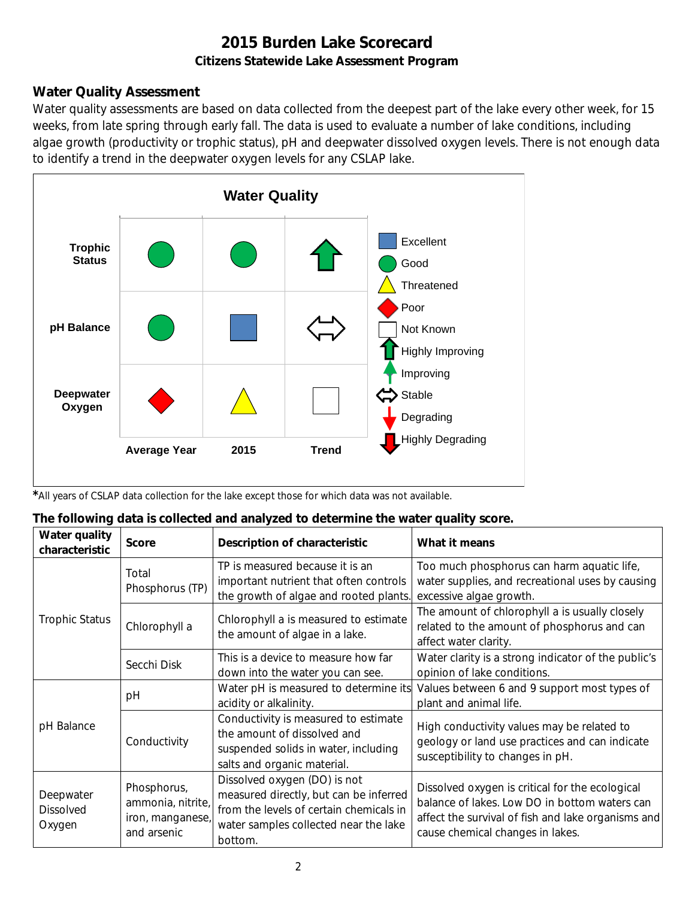# 2015 Burden Lake Scorecard

### Citizens Statewide Lake Assessment Program

## Water Quality Assessment

Water quality assessments are based on data collected from the deepest part of the lake every other week, for 15 weeks, from late spring through early fall. The data is used to evaluate a number of lake conditions, including algae growth (productivity or trophic status), pH and deepwater dissolved oxygen levels. There is not enough data to identify a trend in the deepwater oxygen levels for any CSLAP lake.

**Water Quality**

| | Average Year | 2015 | Trend |
|---|---|---|---|
| **Trophic Status** | Good | Good | Highly Improving |
| **pH Balance** | Good | Excellent | Stable |
| **Deepwater Oxygen** | Poor | Threatened | Not Known |

Legend: Excellent, Good, Threatened, Poor, Not Known, Highly Improving, Improving, Stable, Degrading, Highly Degrading

*All years of CSLAP data collection for the lake except those for which data was not available.

**The following data is collected and analyzed to determine the water quality score.**

| Water quality characteristic | Score | Description of characteristic | What it means |
|---|---|---|---|
| Trophic Status | Total Phosphorus (TP) | TP is measured because it is an important nutrient that often controls the growth of algae and rooted plants. | Too much phosphorus can harm aquatic life, water supplies, and recreational uses by causing excessive algae growth. |
| | Chlorophyll a | Chlorophyll a is measured to estimate the amount of algae in a lake. | The amount of chlorophyll a is usually closely related to the amount of phosphorus and can affect water clarity. |
| | Secchi Disk | This is a device to measure how far down into the water you can see. | Water clarity is a strong indicator of the public's opinion of lake conditions. |
| pH Balance | pH | Water pH is measured to determine its acidity or alkalinity. | Values between 6 and 9 support most types of plant and animal life. |
| | Conductivity | Conductivity is measured to estimate the amount of dissolved and suspended solids in water, including salts and organic material. | High conductivity values may be related to geology or land use practices and can indicate susceptibility to changes in pH. |
| Deepwater Dissolved Oxygen | Phosphorus, ammonia, nitrite, iron, manganese, and arsenic | Dissolved oxygen (DO) is not measured directly, but can be inferred from the levels of certain chemicals in water samples collected near the lake bottom. | Dissolved oxygen is critical for the ecological balance of lakes. Low DO in bottom waters can affect the survival of fish and lake organisms and cause chemical changes in lakes. |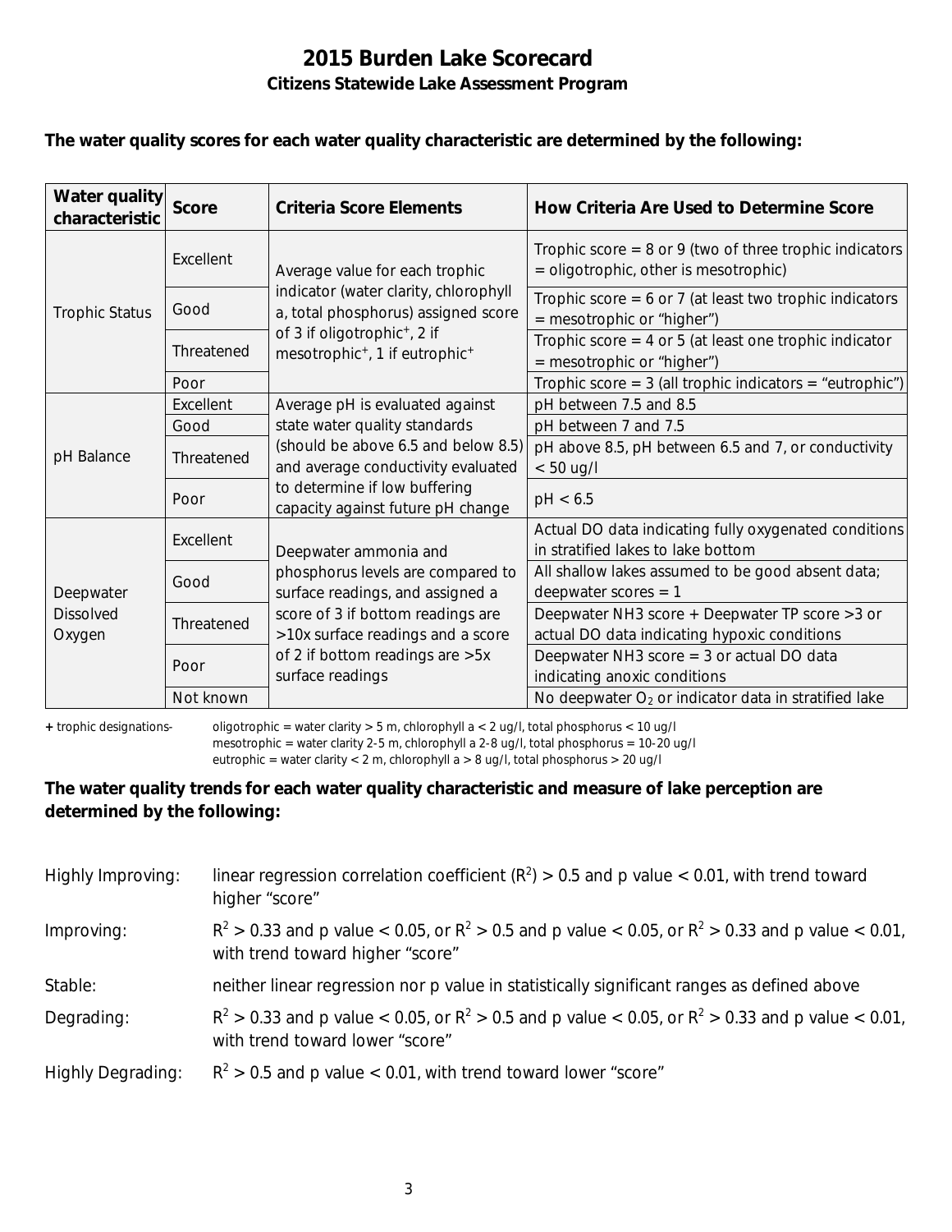# 2015 Burden Lake Scorecard

## Citizens Statewide Lake Assessment Program

**The water quality scores for each water quality characteristic are determined by the following:**

| Water quality characteristic | Score | Criteria Score Elements | How Criteria Are Used to Determine Score |
|---|---|---|---|
| Trophic Status | Excellent | Average value for each trophic indicator (water clarity, chlorophyll a, total phosphorus) assigned score of 3 if oligotrophic+, 2 if mesotrophic+, 1 if eutrophic+ | Trophic score = 8 or 9 (two of three trophic indicators = oligotrophic, other is mesotrophic) |
| | Good | | Trophic score = 6 or 7 (at least two trophic indicators = mesotrophic or "higher") |
| | Threatened | | Trophic score = 4 or 5 (at least one trophic indicator = mesotrophic or "higher") |
| | Poor | | Trophic score = 3 (all trophic indicators = "eutrophic") |
| pH Balance | Excellent | Average pH is evaluated against state water quality standards (should be above 6.5 and below 8.5) and average conductivity evaluated to determine if low buffering capacity against future pH change | pH between 7.5 and 8.5 |
| | Good | | pH between 7 and 7.5 |
| | Threatened | | pH above 8.5, pH between 6.5 and 7, or conductivity < 50 ug/l |
| | Poor | | pH < 6.5 |
| Deepwater Dissolved Oxygen | Excellent | Deepwater ammonia and phosphorus levels are compared to surface readings, and assigned a score of 3 if bottom readings are >10x surface readings and a score of 2 if bottom readings are >5x surface readings | Actual DO data indicating fully oxygenated conditions in stratified lakes to lake bottom |
| | Good | | All shallow lakes assumed to be good absent data; deepwater scores = 1 |
| | Threatened | | Deepwater NH3 score + Deepwater TP score >3 or actual DO data indicating hypoxic conditions |
| | Poor | | Deepwater NH3 score = 3 or actual DO data indicating anoxic conditions |
| | Not known | | No deepwater $O_2$ or indicator data in stratified lake |

**+** trophic designations- oligotrophic = water clarity > 5 m, chlorophyll a < 2 ug/l, total phosphorus < 10 ug/l
mesotrophic = water clarity 2-5 m, chlorophyll a 2-8 ug/l, total phosphorus = 10-20 ug/l
eutrophic = water clarity < 2 m, chlorophyll a > 8 ug/l, total phosphorus > 20 ug/l

**The water quality trends for each water quality characteristic and measure of lake perception are determined by the following:**

Highly Improving: linear regression correlation coefficient ($R^2$) > 0.5 and p value < 0.01, with trend toward higher "score"

Improving: $R^2$ > 0.33 and p value < 0.05, or $R^2$ > 0.5 and p value < 0.05, or $R^2$ > 0.33 and p value < 0.01, with trend toward higher "score"

Stable: neither linear regression nor p value in statistically significant ranges as defined above

Degrading: $R^2$ > 0.33 and p value < 0.05, or $R^2$ > 0.5 and p value < 0.05, or $R^2$ > 0.33 and p value < 0.01, with trend toward lower "score"

Highly Degrading: $R^2$ > 0.5 and p value < 0.01, with trend toward lower "score"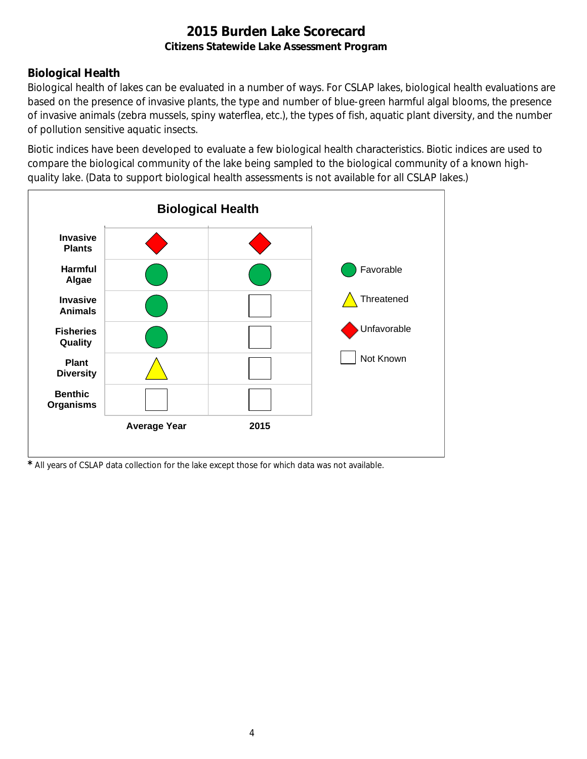# 2015 Burden Lake Scorecard

**Citizens Statewide Lake Assessment Program**

## Biological Health

Biological health of lakes can be evaluated in a number of ways. For CSLAP lakes, biological health evaluations are based on the presence of invasive plants, the type and number of blue-green harmful algal blooms, the presence of invasive animals (zebra mussels, spiny waterflea, etc.), the types of fish, aquatic plant diversity, and the number of pollution sensitive aquatic insects.

Biotic indices have been developed to evaluate a few biological health characteristics. Biotic indices are used to compare the biological community of the lake being sampled to the biological community of a known high-quality lake. (Data to support biological health assessments is not available for all CSLAP lakes.)

**Biological Health**

| | Average Year | 2015 |
|---|---|---|
| **Invasive Plants** | Unfavorable | Unfavorable |
| **Harmful Algae** | Favorable | Favorable |
| **Invasive Animals** | Favorable | Not Known |
| **Fisheries Quality** | Favorable | Not Known |
| **Plant Diversity** | Threatened | Not Known |
| **Benthic Organisms** | Not Known | Not Known |

Legend: Favorable (green circle); Threatened (yellow triangle); Unfavorable (red diamond); Not Known (empty square)

* All years of CSLAP data collection for the lake except those for which data was not available.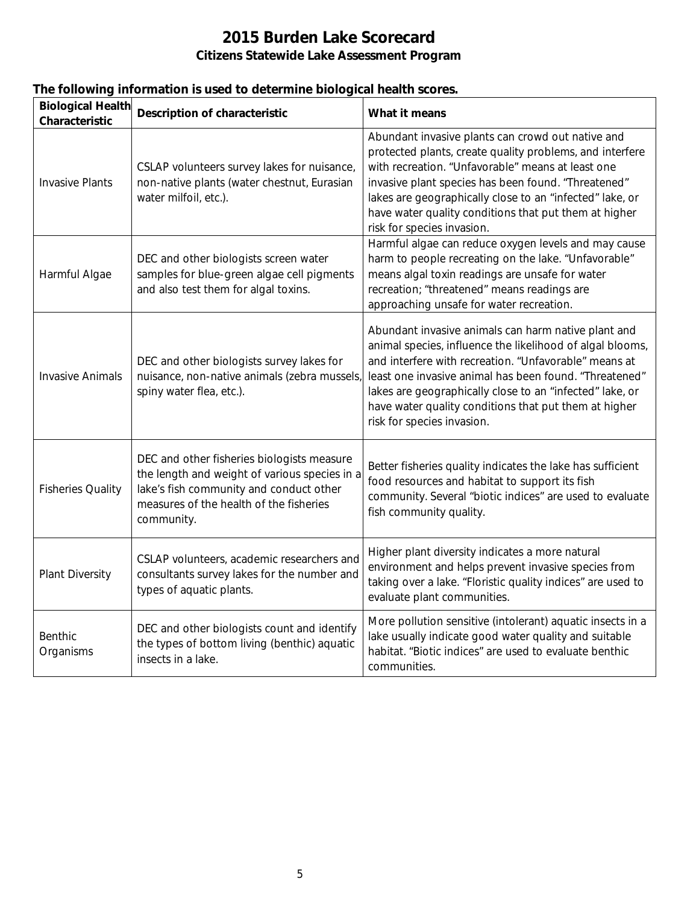# 2015 Burden Lake Scorecard

## Citizens Statewide Lake Assessment Program

**The following information is used to determine biological health scores.**

| Biological Health Characteristic | Description of characteristic | What it means |
|---|---|---|
| Invasive Plants | CSLAP volunteers survey lakes for nuisance, non-native plants (water chestnut, Eurasian water milfoil, etc.). | Abundant invasive plants can crowd out native and protected plants, create quality problems, and interfere with recreation. "Unfavorable" means at least one invasive plant species has been found. "Threatened" lakes are geographically close to an "infected" lake, or have water quality conditions that put them at higher risk for species invasion. |
| Harmful Algae | DEC and other biologists screen water samples for blue-green algae cell pigments and also test them for algal toxins. | Harmful algae can reduce oxygen levels and may cause harm to people recreating on the lake. "Unfavorable" means algal toxin readings are unsafe for water recreation; "threatened" means readings are approaching unsafe for water recreation. |
| Invasive Animals | DEC and other biologists survey lakes for nuisance, non-native animals (zebra mussels, spiny water flea, etc.). | Abundant invasive animals can harm native plant and animal species, influence the likelihood of algal blooms, and interfere with recreation. "Unfavorable" means at least one invasive animal has been found. "Threatened" lakes are geographically close to an "infected" lake, or have water quality conditions that put them at higher risk for species invasion. |
| Fisheries Quality | DEC and other fisheries biologists measure the length and weight of various species in a lake's fish community and conduct other measures of the health of the fisheries community. | Better fisheries quality indicates the lake has sufficient food resources and habitat to support its fish community. Several "biotic indices" are used to evaluate fish community quality. |
| Plant Diversity | CSLAP volunteers, academic researchers and consultants survey lakes for the number and types of aquatic plants. | Higher plant diversity indicates a more natural environment and helps prevent invasive species from taking over a lake. "Floristic quality indices" are used to evaluate plant communities. |
| Benthic Organisms | DEC and other biologists count and identify the types of bottom living (benthic) aquatic insects in a lake. | More pollution sensitive (intolerant) aquatic insects in a lake usually indicate good water quality and suitable habitat. "Biotic indices" are used to evaluate benthic communities. |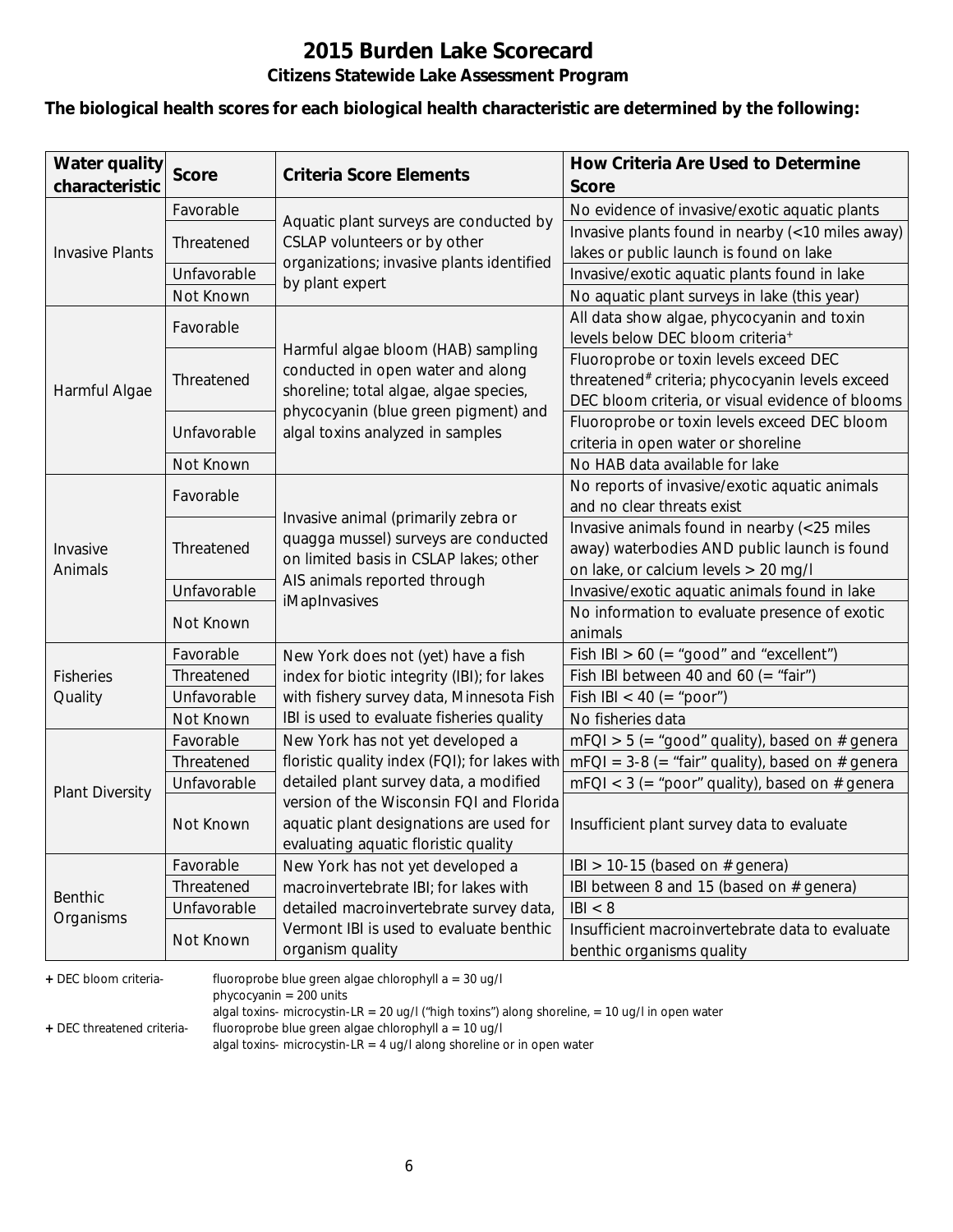# 2015 Burden Lake Scorecard

## Citizens Statewide Lake Assessment Program

**The biological health scores for each biological health characteristic are determined by the following:**

| Water quality characteristic | Score | Criteria Score Elements | How Criteria Are Used to Determine Score |
|---|---|---|---|
| Invasive Plants | Favorable | Aquatic plant surveys are conducted by CSLAP volunteers or by other organizations; invasive plants identified by plant expert | No evidence of invasive/exotic aquatic plants |
| | Threatened | | Invasive plants found in nearby (<10 miles away) lakes or public launch is found on lake |
| | Unfavorable | | Invasive/exotic aquatic plants found in lake |
| | Not Known | | No aquatic plant surveys in lake (this year) |
| Harmful Algae | Favorable | Harmful algae bloom (HAB) sampling conducted in open water and along shoreline; total algae, algae species, phycocyanin (blue green pigment) and algal toxins analyzed in samples | All data show algae, phycocyanin and toxin levels below DEC bloom criteria+ |
| | Threatened | | Fluoroprobe or toxin levels exceed DEC threatened# criteria; phycocyanin levels exceed DEC bloom criteria, or visual evidence of blooms |
| | Unfavorable | | Fluoroprobe or toxin levels exceed DEC bloom criteria in open water or shoreline |
| | Not Known | | No HAB data available for lake |
| Invasive Animals | Favorable | Invasive animal (primarily zebra or quagga mussel) surveys are conducted on limited basis in CSLAP lakes; other AIS animals reported through iMapInvasives | No reports of invasive/exotic aquatic animals and no clear threats exist |
| | Threatened | | Invasive animals found in nearby (<25 miles away) waterbodies AND public launch is found on lake, or calcium levels > 20 mg/l |
| | Unfavorable | | Invasive/exotic aquatic animals found in lake |
| | Not Known | | No information to evaluate presence of exotic animals |
| Fisheries Quality | Favorable | New York does not (yet) have a fish index for biotic integrity (IBI); for lakes with fishery survey data, Minnesota Fish IBI is used to evaluate fisheries quality | Fish IBI > 60 (= "good" and "excellent") |
| | Threatened | | Fish IBI between 40 and 60 (= "fair") |
| | Unfavorable | | Fish IBI < 40 (= "poor") |
| | Not Known | | No fisheries data |
| Plant Diversity | Favorable | New York has not yet developed a floristic quality index (FQI); for lakes with detailed plant survey data, a modified version of the Wisconsin FQI and Florida aquatic plant designations are used for evaluating aquatic floristic quality | mFQI > 5 (= "good" quality), based on # genera |
| | Threatened | | mFQI = 3-8 (= "fair" quality), based on # genera |
| | Unfavorable | | mFQI < 3 (= "poor" quality), based on # genera |
| | Not Known | | Insufficient plant survey data to evaluate |
| Benthic Organisms | Favorable | New York has not yet developed a macroinvertebrate IBI; for lakes with detailed macroinvertebrate survey data, Vermont IBI is used to evaluate benthic organism quality | IBI > 10-15 (based on # genera) |
| | Threatened | | IBI between 8 and 15 (based on # genera) |
| | Unfavorable | | IBI < 8 |
| | Not Known | | Insufficient macroinvertebrate data to evaluate benthic organisms quality |

**+** DEC bloom criteria- fluoroprobe blue green algae chlorophyll a = 30 ug/l
phycocyanin = 200 units
algal toxins- microcystin-LR = 20 ug/l ("high toxins") along shoreline, = 10 ug/l in open water

**+** DEC threatened criteria- fluoroprobe blue green algae chlorophyll a = 10 ug/l
algal toxins- microcystin-LR = 4 ug/l along shoreline or in open water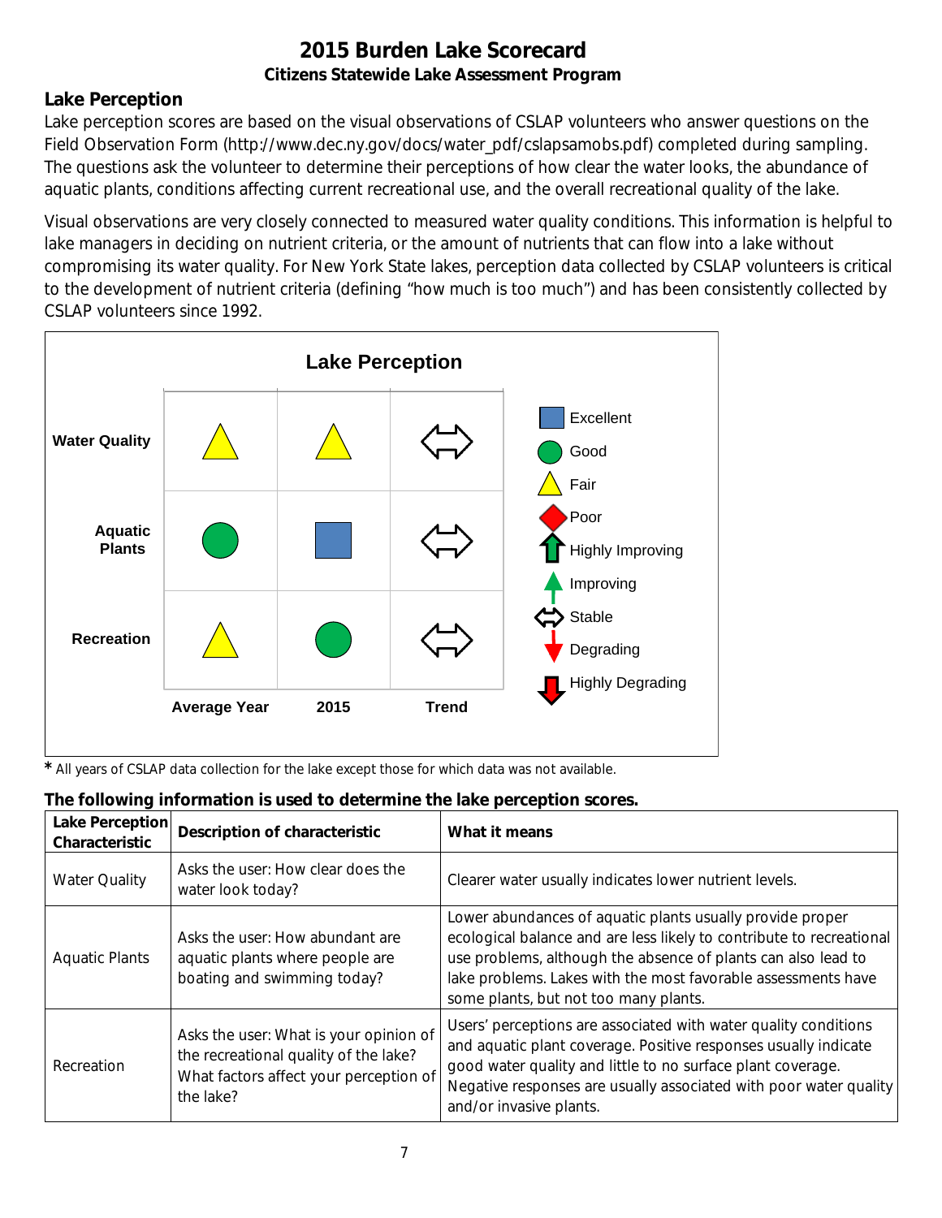# 2015 Burden Lake Scorecard

### Citizens Statewide Lake Assessment Program

## Lake Perception

Lake perception scores are based on the visual observations of CSLAP volunteers who answer questions on the Field Observation Form (http://www.dec.ny.gov/docs/water_pdf/cslapsamobs.pdf) completed during sampling. The questions ask the volunteer to determine their perceptions of how clear the water looks, the abundance of aquatic plants, conditions affecting current recreational use, and the overall recreational quality of the lake.

Visual observations are very closely connected to measured water quality conditions. This information is helpful to lake managers in deciding on nutrient criteria, or the amount of nutrients that can flow into a lake without compromising its water quality. For New York State lakes, perception data collected by CSLAP volunteers is critical to the development of nutrient criteria (defining "how much is too much") and has been consistently collected by CSLAP volunteers since 1992.

**Lake Perception**

| | Average Year | 2015 | Trend |
|---|---|---|---|
| **Water Quality** | Fair | Fair | Stable |
| **Aquatic Plants** | Good | Excellent | Stable |
| **Recreation** | Fair | Good | Stable |

Legend: Excellent, Good, Fair, Poor, Highly Improving, Improving, Stable, Degrading, Highly Degrading

* All years of CSLAP data collection for the lake except those for which data was not available.

**The following information is used to determine the lake perception scores.**

| Lake Perception Characteristic | Description of characteristic | What it means |
|---|---|---|
| Water Quality | Asks the user: How clear does the water look today? | Clearer water usually indicates lower nutrient levels. |
| Aquatic Plants | Asks the user: How abundant are aquatic plants where people are boating and swimming today? | Lower abundances of aquatic plants usually provide proper ecological balance and are less likely to contribute to recreational use problems, although the absence of plants can also lead to lake problems. Lakes with the most favorable assessments have some plants, but not too many plants. |
| Recreation | Asks the user: What is your opinion of the recreational quality of the lake? What factors affect your perception of the lake? | Users' perceptions are associated with water quality conditions and aquatic plant coverage. Positive responses usually indicate good water quality and little to no surface plant coverage. Negative responses are usually associated with poor water quality and/or invasive plants. |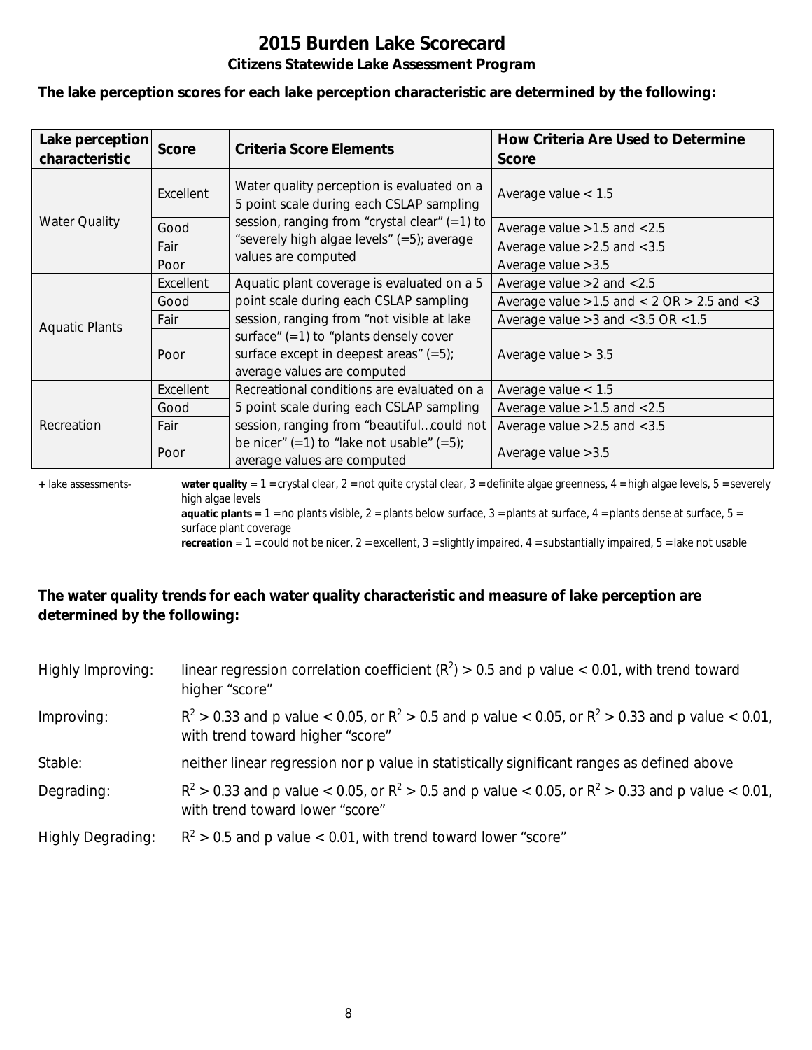# 2015 Burden Lake Scorecard

## Citizens Statewide Lake Assessment Program

**The lake perception scores for each lake perception characteristic are determined by the following:**

| Lake perception characteristic | Score | Criteria Score Elements | How Criteria Are Used to Determine Score |
|---|---|---|---|
| Water Quality | Excellent | Water quality perception is evaluated on a 5 point scale during each CSLAP sampling session, ranging from "crystal clear" (=1) to "severely high algae levels" (=5); average values are computed | Average value < 1.5 |
| | Good | | Average value >1.5 and <2.5 |
| | Fair | | Average value >2.5 and <3.5 |
| | Poor | | Average value >3.5 |
| Aquatic Plants | Excellent | Aquatic plant coverage is evaluated on a 5 point scale during each CSLAP sampling session, ranging from "not visible at lake surface" (=1) to "plants densely cover surface except in deepest areas" (=5); average values are computed | Average value >2 and <2.5 |
| | Good | | Average value >1.5 and < 2 OR > 2.5 and <3 |
| | Fair | | Average value >3 and <3.5 OR <1.5 |
| | Poor | | Average value > 3.5 |
| Recreation | Excellent | Recreational conditions are evaluated on a 5 point scale during each CSLAP sampling session, ranging from "beautiful…could not be nicer" (=1) to "lake not usable" (=5); average values are computed | Average value < 1.5 |
| | Good | | Average value >1.5 and <2.5 |
| | Fair | | Average value >2.5 and <3.5 |
| | Poor | | Average value >3.5 |

+ lake assessments- **water quality** = 1 = crystal clear, 2 = not quite crystal clear, 3 = definite algae greenness, 4 = high algae levels, 5 = severely high algae levels
**aquatic plants** = 1 = no plants visible, 2 = plants below surface, 3 = plants at surface, 4 = plants dense at surface, 5 = surface plant coverage
**recreation** = 1 = could not be nicer, 2 = excellent, 3 = slightly impaired, 4 = substantially impaired, 5 = lake not usable

**The water quality trends for each water quality characteristic and measure of lake perception are determined by the following:**

Highly Improving: linear regression correlation coefficient ($R^2$) > 0.5 and p value < 0.01, with trend toward higher "score"

Improving: $R^2 > 0.33$ and p value < 0.05, or $R^2 > 0.5$ and p value < 0.05, or $R^2 > 0.33$ and p value < 0.01, with trend toward higher "score"

Stable: neither linear regression nor p value in statistically significant ranges as defined above

Degrading: $R^2 > 0.33$ and p value < 0.05, or $R^2 > 0.5$ and p value < 0.05, or $R^2 > 0.33$ and p value < 0.01, with trend toward lower "score"

Highly Degrading: $R^2 > 0.5$ and p value < 0.01, with trend toward lower "score"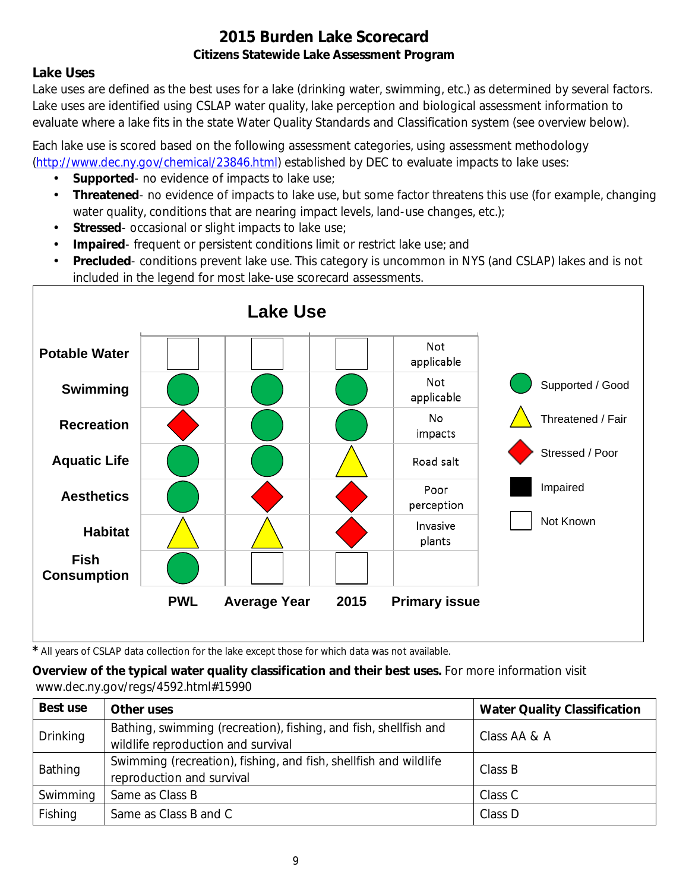# 2015 Burden Lake Scorecard

### Citizens Statewide Lake Assessment Program

## Lake Uses

Lake uses are defined as the best uses for a lake (drinking water, swimming, etc.) as determined by several factors. Lake uses are identified using CSLAP water quality, lake perception and biological assessment information to evaluate where a lake fits in the state Water Quality Standards and Classification system (see overview below).

Each lake use is scored based on the following assessment categories, using assessment methodology (http://www.dec.ny.gov/chemical/23846.html) established by DEC to evaluate impacts to lake uses:

- **Supported**- no evidence of impacts to lake use;
- **Threatened**- no evidence of impacts to lake use, but some factor threatens this use (for example, changing water quality, conditions that are nearing impact levels, land-use changes, etc.);
- **Stressed**- occasional or slight impacts to lake use;
- **Impaired**- frequent or persistent conditions limit or restrict lake use; and
- **Precluded**- conditions prevent lake use. This category is uncommon in NYS (and CSLAP) lakes and is not included in the legend for most lake-use scorecard assessments.

**Lake Use**

| | PWL | Average Year | 2015 | Primary issue |
|---|---|---|---|---|
| Potable Water | Not Known | Not Known | Not Known | Not applicable |
| Swimming | Supported / Good | Supported / Good | Supported / Good | Not applicable |
| Recreation | Stressed / Poor | Supported / Good | Supported / Good | No impacts |
| Aquatic Life | Supported / Good | Supported / Good | Threatened / Fair | Road salt |
| Aesthetics | Supported / Good | Stressed / Poor | Stressed / Poor | Poor perception |
| Habitat | Threatened / Fair | Threatened / Fair | Stressed / Poor | Invasive plants |
| Fish Consumption | Supported / Good | Not Known | Not Known | |

Legend: Supported / Good; Threatened / Fair; Stressed / Poor; Impaired; Not Known

\* All years of CSLAP data collection for the lake except those for which data was not available.

**Overview of the typical water quality classification and their best uses.** For more information visit www.dec.ny.gov/regs/4592.html#15990

| Best use | Other uses | Water Quality Classification |
|---|---|---|
| Drinking | Bathing, swimming (recreation), fishing, and fish, shellfish and wildlife reproduction and survival | Class AA & A |
| Bathing | Swimming (recreation), fishing, and fish, shellfish and wildlife reproduction and survival | Class B |
| Swimming | Same as Class B | Class C |
| Fishing | Same as Class B and C | Class D |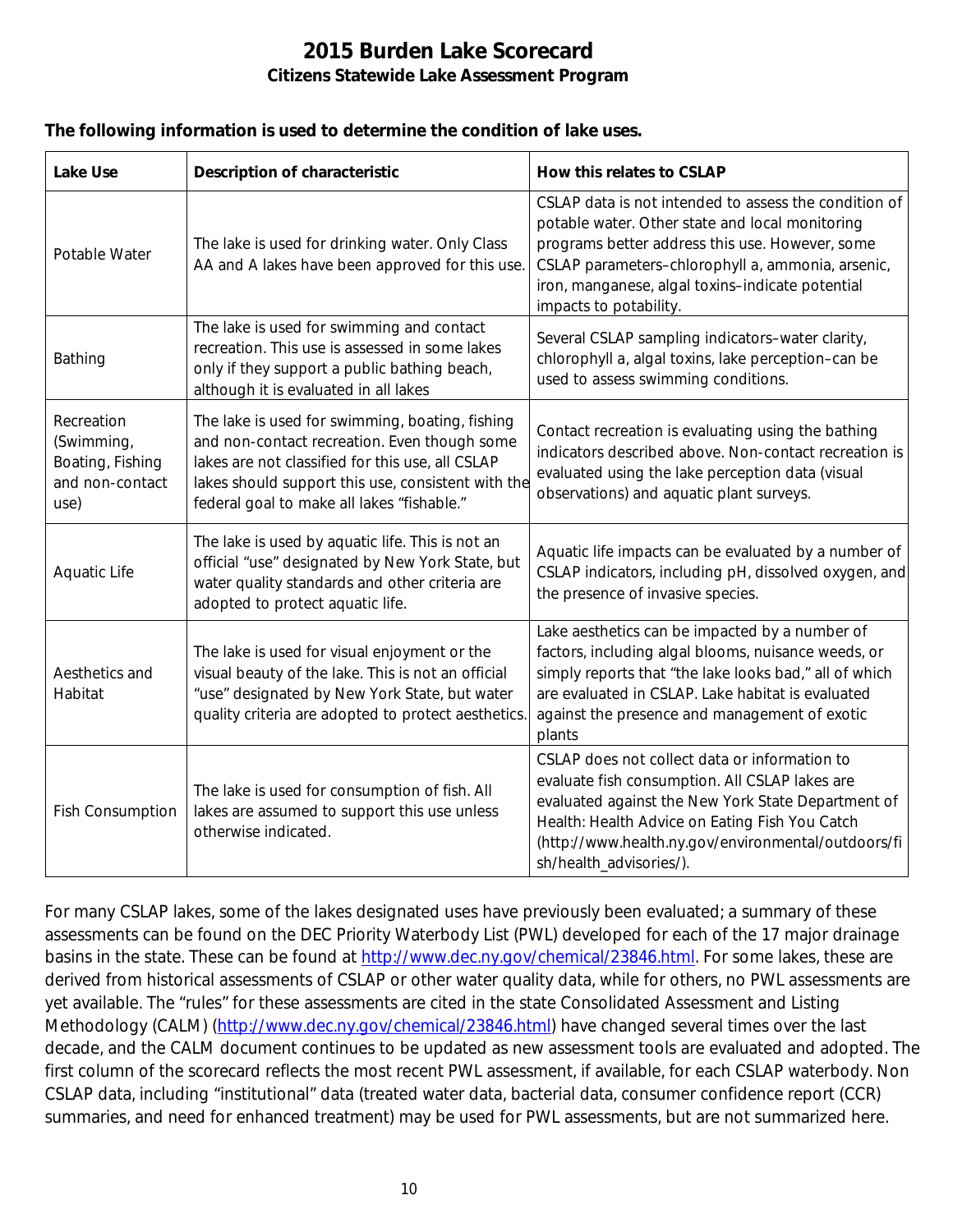# 2015 Burden Lake Scorecard

## Citizens Statewide Lake Assessment Program

**The following information is used to determine the condition of lake uses.**

| Lake Use | Description of characteristic | How this relates to CSLAP |
|---|---|---|
| Potable Water | The lake is used for drinking water. Only Class AA and A lakes have been approved for this use. | CSLAP data is not intended to assess the condition of potable water. Other state and local monitoring programs better address this use. However, some CSLAP parameters–chlorophyll a, ammonia, arsenic, iron, manganese, algal toxins–indicate potential impacts to potability. |
| Bathing | The lake is used for swimming and contact recreation. This use is assessed in some lakes only if they support a public bathing beach, although it is evaluated in all lakes | Several CSLAP sampling indicators–water clarity, chlorophyll a, algal toxins, lake perception–can be used to assess swimming conditions. |
| Recreation (Swimming, Boating, Fishing and non-contact use) | The lake is used for swimming, boating, fishing and non-contact recreation. Even though some lakes are not classified for this use, all CSLAP lakes should support this use, consistent with the federal goal to make all lakes "fishable." | Contact recreation is evaluating using the bathing indicators described above. Non-contact recreation is evaluated using the lake perception data (visual observations) and aquatic plant surveys. |
| Aquatic Life | The lake is used by aquatic life. This is not an official "use" designated by New York State, but water quality standards and other criteria are adopted to protect aquatic life. | Aquatic life impacts can be evaluated by a number of CSLAP indicators, including pH, dissolved oxygen, and the presence of invasive species. |
| Aesthetics and Habitat | The lake is used for visual enjoyment or the visual beauty of the lake. This is not an official "use" designated by New York State, but water quality criteria are adopted to protect aesthetics. | Lake aesthetics can be impacted by a number of factors, including algal blooms, nuisance weeds, or simply reports that "the lake looks bad," all of which are evaluated in CSLAP. Lake habitat is evaluated against the presence and management of exotic plants |
| Fish Consumption | The lake is used for consumption of fish. All lakes are assumed to support this use unless otherwise indicated. | CSLAP does not collect data or information to evaluate fish consumption. All CSLAP lakes are evaluated against the New York State Department of Health: Health Advice on Eating Fish You Catch (http://www.health.ny.gov/environmental/outdoors/fish/health_advisories/). |

For many CSLAP lakes, some of the lakes designated uses have previously been evaluated; a summary of these assessments can be found on the DEC Priority Waterbody List (PWL) developed for each of the 17 major drainage basins in the state. These can be found at http://www.dec.ny.gov/chemical/23846.html. For some lakes, these are derived from historical assessments of CSLAP or other water quality data, while for others, no PWL assessments are yet available. The "rules" for these assessments are cited in the state Consolidated Assessment and Listing Methodology (CALM) (http://www.dec.ny.gov/chemical/23846.html) have changed several times over the last decade, and the CALM document continues to be updated as new assessment tools are evaluated and adopted. The first column of the scorecard reflects the most recent PWL assessment, if available, for each CSLAP waterbody. Non CSLAP data, including "institutional" data (treated water data, bacterial data, consumer confidence report (CCR) summaries, and need for enhanced treatment) may be used for PWL assessments, but are not summarized here.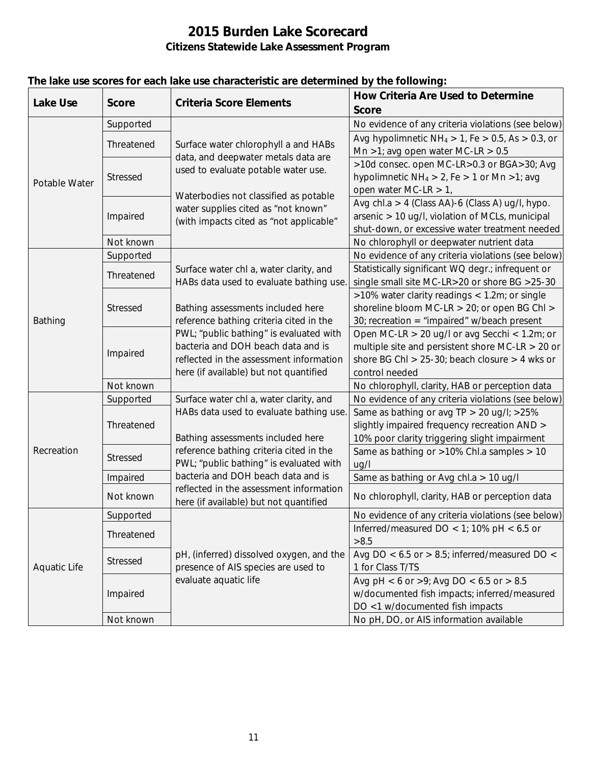# 2015 Burden Lake Scorecard

## Citizens Statewide Lake Assessment Program

**The lake use scores for each lake use characteristic are determined by the following:**

| Lake Use | Score | Criteria Score Elements | How Criteria Are Used to Determine Score |
|---|---|---|---|
| Potable Water | Supported | Surface water chlorophyll a and HABs data, and deepwater metals data are used to evaluate potable water use. Waterbodies not classified as potable water supplies cited as "not known" (with impacts cited as "not applicable" | No evidence of any criteria violations (see below) |
| | Threatened | | Avg hypolimnetic $NH_4$ > 1, Fe > 0.5, As > 0.3, or Mn >1; avg open water MC-LR > 0.5 |
| | Stressed | | >10d consec. open MC-LR>0.3 or BGA>30; Avg hypolimnetic $NH_4$ > 2, Fe > 1 or Mn >1; avg open water MC-LR > 1, |
| | Impaired | | Avg chl.a > 4 (Class AA)-6 (Class A) ug/l, hypo. arsenic > 10 ug/l, violation of MCLs, municipal shut-down, or excessive water treatment needed |
| | Not known | | No chlorophyll or deepwater nutrient data |
| Bathing | Supported | Surface water chl a, water clarity, and HABs data used to evaluate bathing use. Bathing assessments included here reference bathing criteria cited in the PWL; "public bathing" is evaluated with bacteria and DOH beach data and is reflected in the assessment information here (if available) but not quantified | No evidence of any criteria violations (see below) |
| | Threatened | | Statistically significant WQ degr.; infrequent or single small site MC-LR>20 or shore BG >25-30 |
| | Stressed | | >10% water clarity readings < 1.2m; or single shoreline bloom MC-LR > 20; or open BG Chl > 30; recreation = "impaired" w/beach present |
| | Impaired | | Open MC-LR > 20 ug/l or avg Secchi < 1.2m; or multiple site and persistent shore MC-LR > 20 or shore BG Chl > 25-30; beach closure > 4 wks or control needed |
| | Not known | | No chlorophyll, clarity, HAB or perception data |
| Recreation | Supported | Surface water chl a, water clarity, and HABs data used to evaluate bathing use. Bathing assessments included here reference bathing criteria cited in the PWL; "public bathing" is evaluated with bacteria and DOH beach data and is reflected in the assessment information here (if available) but not quantified | No evidence of any criteria violations (see below) |
| | Threatened | | Same as bathing or avg TP > 20 ug/l; >25% slightly impaired frequency recreation AND > 10% poor clarity triggering slight impairment |
| | Stressed | | Same as bathing or >10% Chl.a samples > 10 ug/l |
| | Impaired | | Same as bathing or Avg chl.a > 10 ug/l |
| | Not known | | No chlorophyll, clarity, HAB or perception data |
| Aquatic Life | Supported | pH, (inferred) dissolved oxygen, and the presence of AIS species are used to evaluate aquatic life | No evidence of any criteria violations (see below) |
| | Threatened | | Inferred/measured DO < 1; 10% pH < 6.5 or >8.5 |
| | Stressed | | Avg DO < 6.5 or > 8.5; inferred/measured DO < 1 for Class T/TS |
| | Impaired | | Avg pH < 6 or >9; Avg DO < 6.5 or > 8.5 w/documented fish impacts; inferred/measured DO <1 w/documented fish impacts |
| | Not known | | No pH, DO, or AIS information available |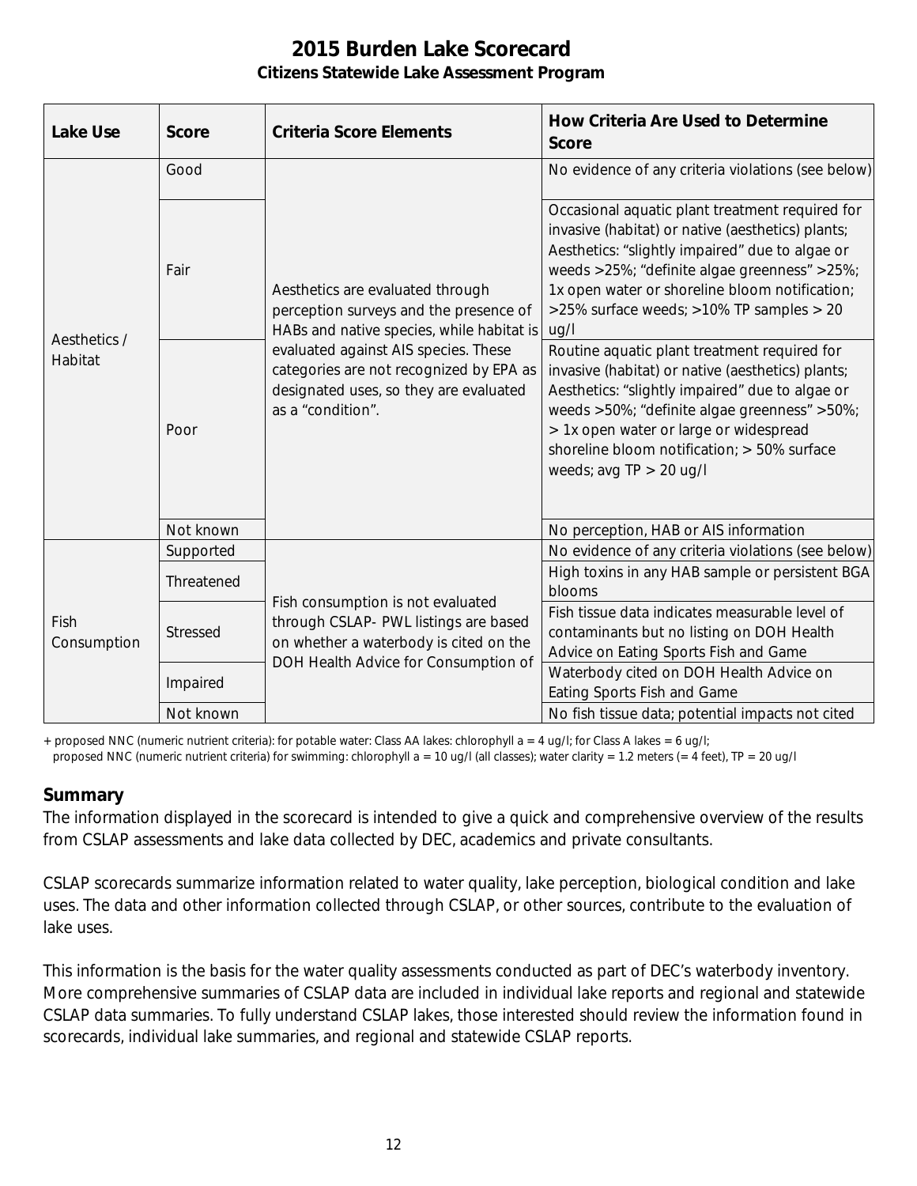# 2015 Burden Lake Scorecard

**Citizens Statewide Lake Assessment Program**

| Lake Use | Score | Criteria Score Elements | How Criteria Are Used to Determine Score |
|---|---|---|---|
| Aesthetics / Habitat | Good | Aesthetics are evaluated through perception surveys and the presence of HABs and native species, while habitat is evaluated against AIS species. These categories are not recognized by EPA as designated uses, so they are evaluated as a "condition". | No evidence of any criteria violations (see below) |
| | Fair | | Occasional aquatic plant treatment required for invasive (habitat) or native (aesthetics) plants; Aesthetics: "slightly impaired" due to algae or weeds >25%; "definite algae greenness" >25%; 1x open water or shoreline bloom notification; >25% surface weeds; >10% TP samples > 20 ug/l |
| | Poor | | Routine aquatic plant treatment required for invasive (habitat) or native (aesthetics) plants; Aesthetics: "slightly impaired" due to algae or weeds >50%; "definite algae greenness" >50%; > 1x open water or large or widespread shoreline bloom notification; > 50% surface weeds; avg TP > 20 ug/l |
| | Not known | | No perception, HAB or AIS information |
| Fish Consumption | Supported | Fish consumption is not evaluated through CSLAP- PWL listings are based on whether a waterbody is cited on the DOH Health Advice for Consumption of | No evidence of any criteria violations (see below) |
| | Threatened | | High toxins in any HAB sample or persistent BGA blooms |
| | Stressed | | Fish tissue data indicates measurable level of contaminants but no listing on DOH Health Advice on Eating Sports Fish and Game |
| | Impaired | | Waterbody cited on DOH Health Advice on Eating Sports Fish and Game |
| | Not known | | No fish tissue data; potential impacts not cited |

+ proposed NNC (numeric nutrient criteria): for potable water: Class AA lakes: chlorophyll a = 4 ug/l; for Class A lakes = 6 ug/l;
proposed NNC (numeric nutrient criteria) for swimming: chlorophyll a = 10 ug/l (all classes); water clarity = 1.2 meters (= 4 feet), TP = 20 ug/l

## Summary

The information displayed in the scorecard is intended to give a quick and comprehensive overview of the results from CSLAP assessments and lake data collected by DEC, academics and private consultants.

CSLAP scorecards summarize information related to water quality, lake perception, biological condition and lake uses. The data and other information collected through CSLAP, or other sources, contribute to the evaluation of lake uses.

This information is the basis for the water quality assessments conducted as part of DEC's waterbody inventory. More comprehensive summaries of CSLAP data are included in individual lake reports and regional and statewide CSLAP data summaries. To fully understand CSLAP lakes, those interested should review the information found in scorecards, individual lake summaries, and regional and statewide CSLAP reports.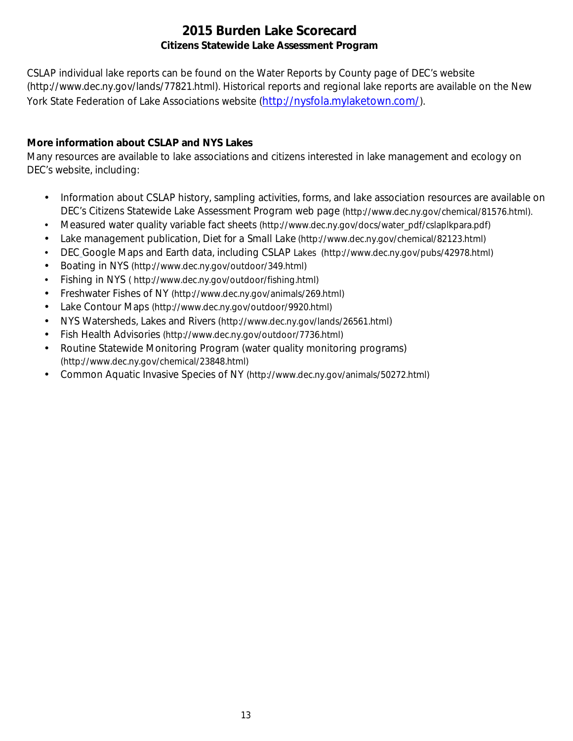# 2015 Burden Lake Scorecard

### Citizens Statewide Lake Assessment Program

CSLAP individual lake reports can be found on the Water Reports by County page of DEC's website (http://www.dec.ny.gov/lands/77821.html). Historical reports and regional lake reports are available on the New York State Federation of Lake Associations website (http://nysfola.mylaketown.com/).

**More information about CSLAP and NYS Lakes**

Many resources are available to lake associations and citizens interested in lake management and ecology on DEC's website, including:

- Information about CSLAP history, sampling activities, forms, and lake association resources are available on DEC's Citizens Statewide Lake Assessment Program web page (http://www.dec.ny.gov/chemical/81576.html).
- Measured water quality variable fact sheets (http://www.dec.ny.gov/docs/water_pdf/cslaplkpara.pdf)
- Lake management publication, Diet for a Small Lake (http://www.dec.ny.gov/chemical/82123.html)
- DEC Google Maps and Earth data, including CSLAP Lakes (http://www.dec.ny.gov/pubs/42978.html)
- Boating in NYS (http://www.dec.ny.gov/outdoor/349.html)
- Fishing in NYS ( http://www.dec.ny.gov/outdoor/fishing.html)
- Freshwater Fishes of NY (http://www.dec.ny.gov/animals/269.html)
- Lake Contour Maps (http://www.dec.ny.gov/outdoor/9920.html)
- NYS Watersheds, Lakes and Rivers (http://www.dec.ny.gov/lands/26561.html)
- Fish Health Advisories (http://www.dec.ny.gov/outdoor/7736.html)
- Routine Statewide Monitoring Program (water quality monitoring programs) (http://www.dec.ny.gov/chemical/23848.html)
- Common Aquatic Invasive Species of NY (http://www.dec.ny.gov/animals/50272.html)